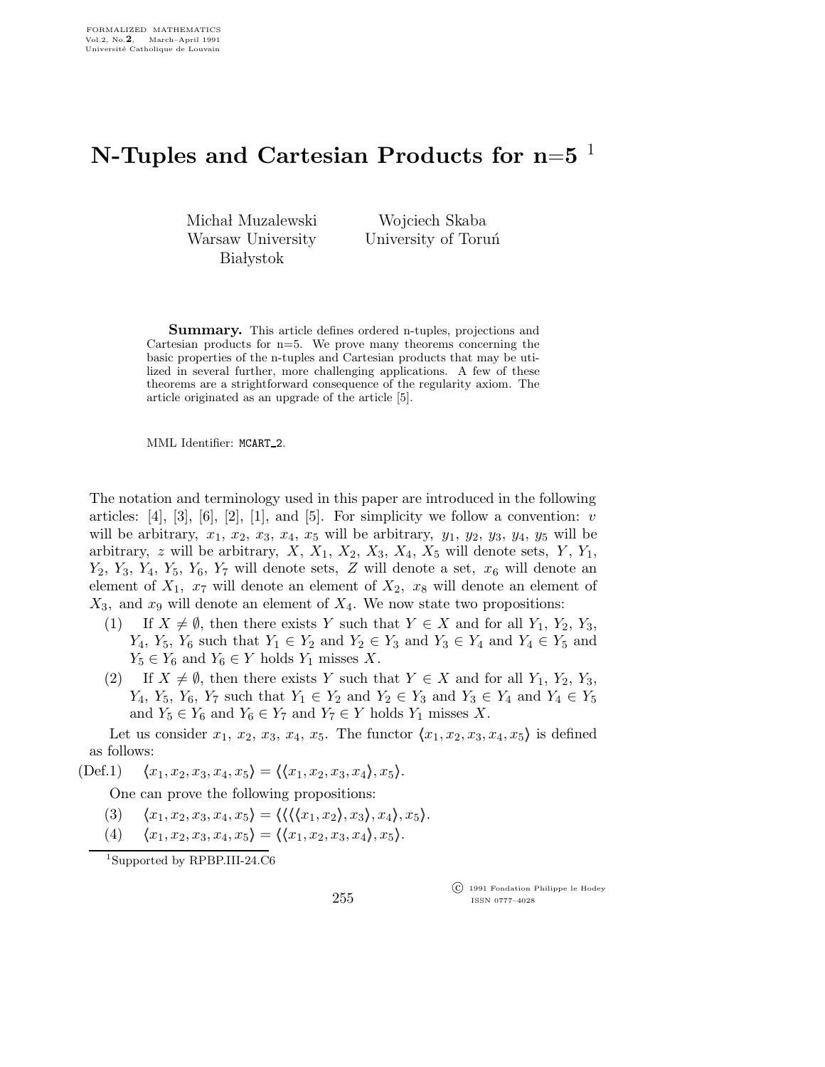FORMALIZED MATHEMATICS
Vol.2, No.**2**, March–April 1991
Université Catholique de Louvain

# N-Tuples and Cartesian Products for n=5 [1]

Michał Muzalewski
Warsaw University
Białystok

Wojciech Skaba
University of Toruń

**Summary.** This article defines ordered n-tuples, projections and Cartesian products for n=5. We prove many theorems concerning the basic properties of the n-tuples and Cartesian products that may be utilized in several further, more challenging applications. A few of these theorems are a strightforward consequence of the regularity axiom. The article originated as an upgrade of the article [5].

MML Identifier: MCART_2.

The notation and terminology used in this paper are introduced in the following articles: [4], [3], [6], [2], [1], and [5]. For simplicity we follow a convention: $v$ will be arbitrary, $x_1$, $x_2$, $x_3$, $x_4$, $x_5$ will be arbitrary, $y_1$, $y_2$, $y_3$, $y_4$, $y_5$ will be arbitrary, $z$ will be arbitrary, $X$, $X_1$, $X_2$, $X_3$, $X_4$, $X_5$ will denote sets, $Y$, $Y_1$, $Y_2$, $Y_3$, $Y_4$, $Y_5$, $Y_6$, $Y_7$ will denote sets, $Z$ will denote a set, $x_6$ will denote an element of $X_1$, $x_7$ will denote an element of $X_2$, $x_8$ will denote an element of $X_3$, and $x_9$ will denote an element of $X_4$. We now state two propositions:

(1) If $X \neq \emptyset$, then there exists $Y$ such that $Y \in X$ and for all $Y_1$, $Y_2$, $Y_3$, $Y_4$, $Y_5$, $Y_6$ such that $Y_1 \in Y_2$ and $Y_2 \in Y_3$ and $Y_3 \in Y_4$ and $Y_4 \in Y_5$ and $Y_5 \in Y_6$ and $Y_6 \in Y$ holds $Y_1$ misses $X$.

(2) If $X \neq \emptyset$, then there exists $Y$ such that $Y \in X$ and for all $Y_1$, $Y_2$, $Y_3$, $Y_4$, $Y_5$, $Y_6$, $Y_7$ such that $Y_1 \in Y_2$ and $Y_2 \in Y_3$ and $Y_3 \in Y_4$ and $Y_4 \in Y_5$ and $Y_5 \in Y_6$ and $Y_6 \in Y_7$ and $Y_7 \in Y$ holds $Y_1$ misses $X$.

Let us consider $x_1$, $x_2$, $x_3$, $x_4$, $x_5$. The functor $\langle x_1, x_2, x_3, x_4, x_5 \rangle$ is defined as follows:

(Def.1) $\langle x_1, x_2, x_3, x_4, x_5 \rangle = \langle \langle x_1, x_2, x_3, x_4 \rangle, x_5 \rangle$.

One can prove the following propositions:

(3) $\langle x_1, x_2, x_3, x_4, x_5 \rangle = \langle \langle \langle \langle x_1, x_2 \rangle, x_3 \rangle, x_4 \rangle, x_5 \rangle$.

(4) $\langle x_1, x_2, x_3, x_4, x_5 \rangle = \langle \langle x_1, x_2, x_3, x_4 \rangle, x_5 \rangle$.

[1] Supported by RPBP.III-24.C6

© 1991 Fondation Philippe le Hodey
ISSN 0777–4028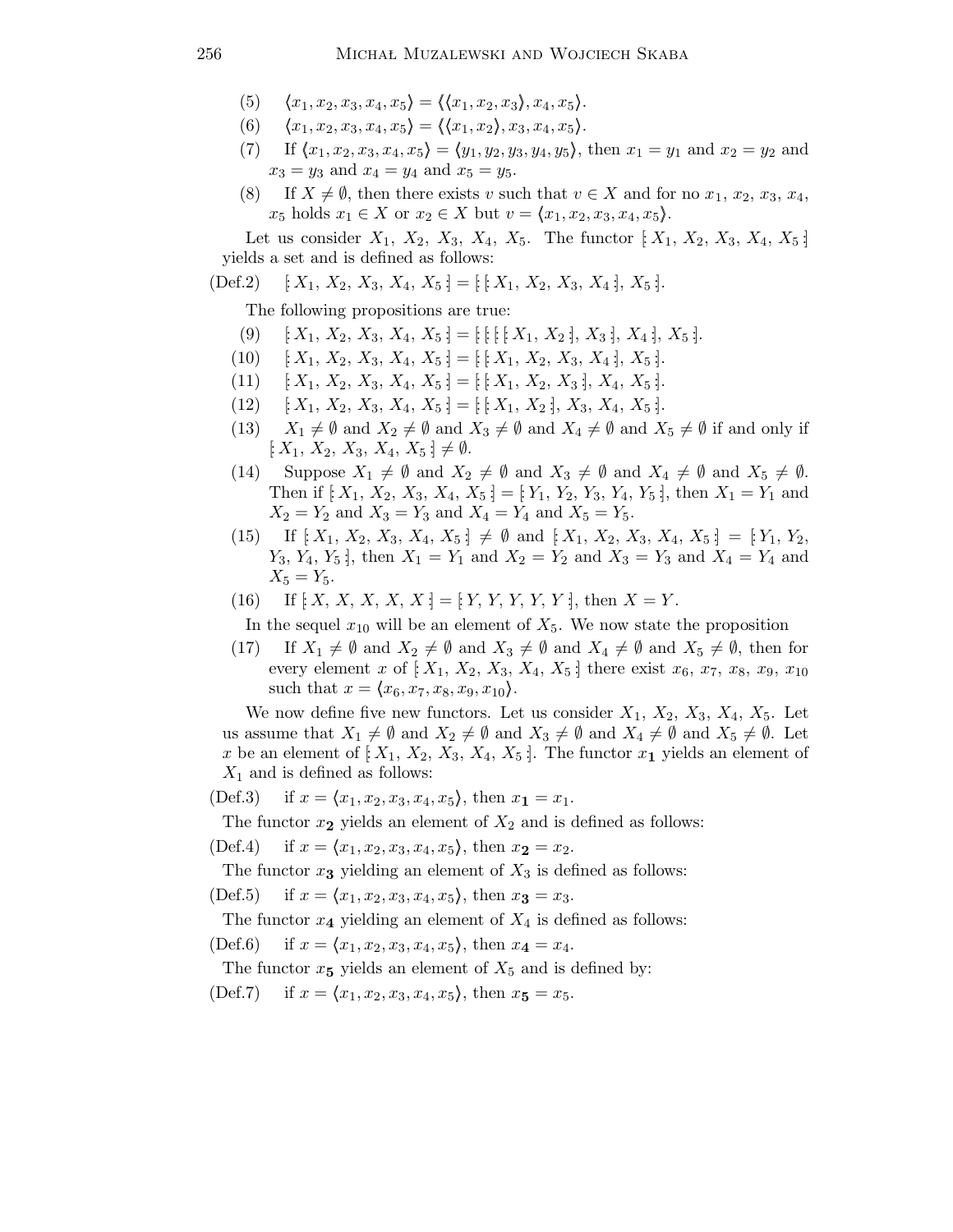(5) $\langle x_1, x_2, x_3, x_4, x_5\rangle = \langle\langle x_1, x_2, x_3\rangle, x_4, x_5\rangle$.

(6) $\langle x_1, x_2, x_3, x_4, x_5\rangle = \langle\langle x_1, x_2\rangle, x_3, x_4, x_5\rangle$.

(7) If $\langle x_1, x_2, x_3, x_4, x_5\rangle = \langle y_1, y_2, y_3, y_4, y_5\rangle$, then $x_1 = y_1$ and $x_2 = y_2$ and $x_3 = y_3$ and $x_4 = y_4$ and $x_5 = y_5$.

(8) If $X \neq \emptyset$, then there exists $v$ such that $v \in X$ and for no $x_1$, $x_2$, $x_3$, $x_4$, $x_5$ holds $x_1 \in X$ or $x_2 \in X$ but $v = \langle x_1, x_2, x_3, x_4, x_5\rangle$.

Let us consider $X_1$, $X_2$, $X_3$, $X_4$, $X_5$. The functor $[: X_1, X_2, X_3, X_4, X_5 :]$ yields a set and is defined as follows:

(Def.2) $[: X_1, X_2, X_3, X_4, X_5 :] = [: [: X_1, X_2, X_3, X_4 :], X_5 :]$.

The following propositions are true:

(9) $[: X_1, X_2, X_3, X_4, X_5 :] = [: [: [: [: X_1, X_2 :], X_3 :], X_4 :], X_5 :]$.

(10) $[: X_1, X_2, X_3, X_4, X_5 :] = [: [: X_1, X_2, X_3, X_4 :], X_5 :]$.

(11) $[: X_1, X_2, X_3, X_4, X_5 :] = [: [: X_1, X_2, X_3 :], X_4, X_5 :]$.

(12) $[: X_1, X_2, X_3, X_4, X_5 :] = [: [: X_1, X_2 :], X_3, X_4, X_5 :]$.

(13) $X_1 \neq \emptyset$ and $X_2 \neq \emptyset$ and $X_3 \neq \emptyset$ and $X_4 \neq \emptyset$ and $X_5 \neq \emptyset$ if and only if $[: X_1, X_2, X_3, X_4, X_5 :] \neq \emptyset$.

(14) Suppose $X_1 \neq \emptyset$ and $X_2 \neq \emptyset$ and $X_3 \neq \emptyset$ and $X_4 \neq \emptyset$ and $X_5 \neq \emptyset$. Then if $[: X_1, X_2, X_3, X_4, X_5 :] = [: Y_1, Y_2, Y_3, Y_4, Y_5 :]$, then $X_1 = Y_1$ and $X_2 = Y_2$ and $X_3 = Y_3$ and $X_4 = Y_4$ and $X_5 = Y_5$.

(15) If $[: X_1, X_2, X_3, X_4, X_5 :] \neq \emptyset$ and $[: X_1, X_2, X_3, X_4, X_5 :] = [: Y_1, Y_2, Y_3, Y_4, Y_5 :]$, then $X_1 = Y_1$ and $X_2 = Y_2$ and $X_3 = Y_3$ and $X_4 = Y_4$ and $X_5 = Y_5$.

(16) If $[: X, X, X, X, X :] = [: Y, Y, Y, Y, Y :]$, then $X = Y$.

In the sequel $x_{10}$ will be an element of $X_5$. We now state the proposition

(17) If $X_1 \neq \emptyset$ and $X_2 \neq \emptyset$ and $X_3 \neq \emptyset$ and $X_4 \neq \emptyset$ and $X_5 \neq \emptyset$, then for every element $x$ of $[: X_1, X_2, X_3, X_4, X_5 :]$ there exist $x_6$, $x_7$, $x_8$, $x_9$, $x_{10}$ such that $x = \langle x_6, x_7, x_8, x_9, x_{10}\rangle$.

We now define five new functors. Let us consider $X_1$, $X_2$, $X_3$, $X_4$, $X_5$. Let us assume that $X_1 \neq \emptyset$ and $X_2 \neq \emptyset$ and $X_3 \neq \emptyset$ and $X_4 \neq \emptyset$ and $X_5 \neq \emptyset$. Let $x$ be an element of $[: X_1, X_2, X_3, X_4, X_5 :]$. The functor $x_{\mathbf{1}}$ yields an element of $X_1$ and is defined as follows:

(Def.3) if $x = \langle x_1, x_2, x_3, x_4, x_5\rangle$, then $x_{\mathbf{1}} = x_1$.

The functor $x_{\mathbf{2}}$ yields an element of $X_2$ and is defined as follows:

(Def.4) if $x = \langle x_1, x_2, x_3, x_4, x_5\rangle$, then $x_{\mathbf{2}} = x_2$.

The functor $x_{\mathbf{3}}$ yielding an element of $X_3$ is defined as follows:

(Def.5) if $x = \langle x_1, x_2, x_3, x_4, x_5\rangle$, then $x_{\mathbf{3}} = x_3$.

The functor $x_{\mathbf{4}}$ yielding an element of $X_4$ is defined as follows:

(Def.6) if $x = \langle x_1, x_2, x_3, x_4, x_5\rangle$, then $x_{\mathbf{4}} = x_4$.

The functor $x_{\mathbf{5}}$ yields an element of $X_5$ and is defined by:

(Def.7) if $x = \langle x_1, x_2, x_3, x_4, x_5\rangle$, then $x_{\mathbf{5}} = x_5$.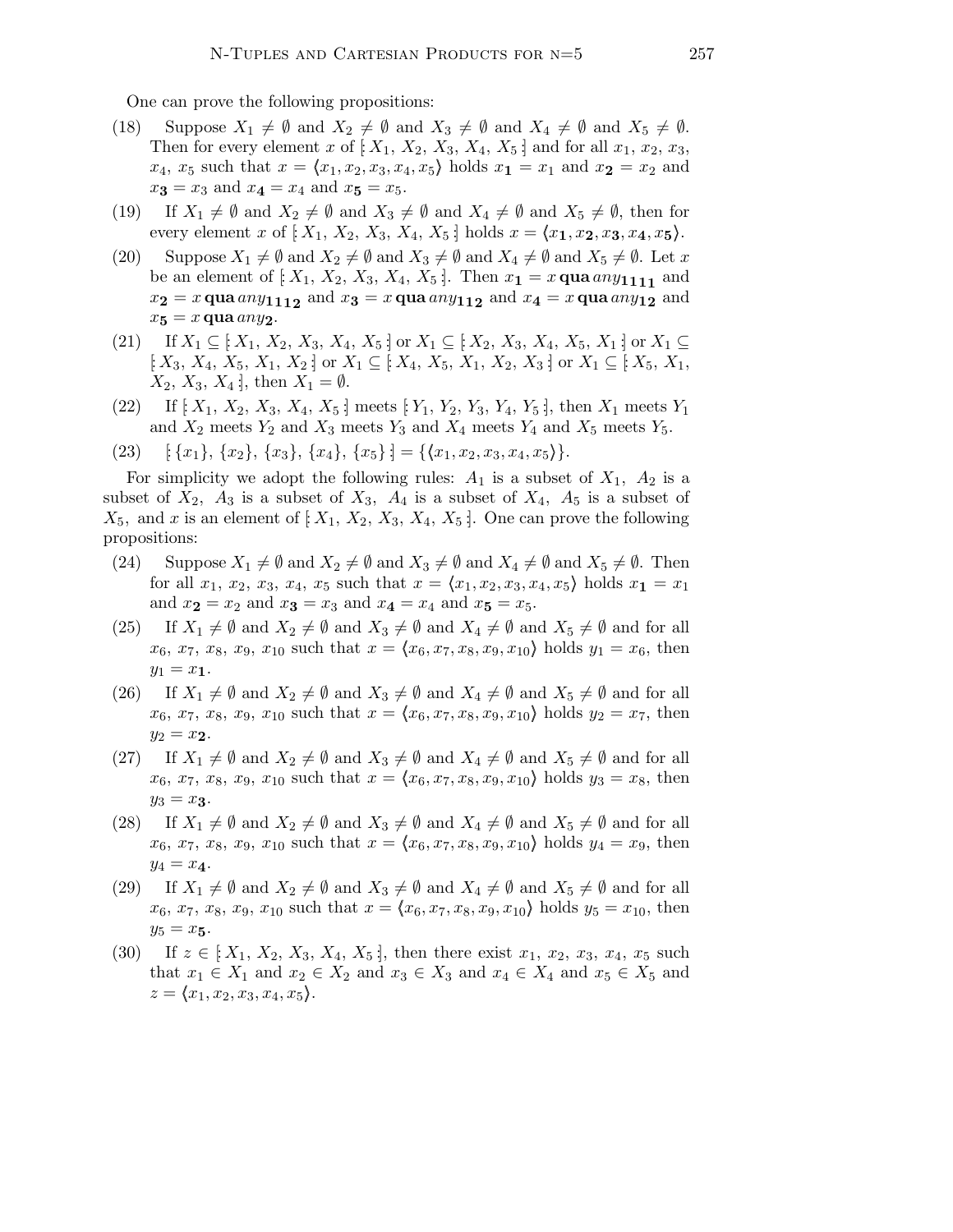One can prove the following propositions:

(18) Suppose $X_1 \neq \emptyset$ and $X_2 \neq \emptyset$ and $X_3 \neq \emptyset$ and $X_4 \neq \emptyset$ and $X_5 \neq \emptyset$. Then for every element $x$ of $[: X_1, X_2, X_3, X_4, X_5 :]$ and for all $x_1, x_2, x_3, x_4, x_5$ such that $x = \langle x_1, x_2, x_3, x_4, x_5 \rangle$ holds $x_{\mathbf{1}} = x_1$ and $x_{\mathbf{2}} = x_2$ and $x_{\mathbf{3}} = x_3$ and $x_{\mathbf{4}} = x_4$ and $x_{\mathbf{5}} = x_5$.

(19) If $X_1 \neq \emptyset$ and $X_2 \neq \emptyset$ and $X_3 \neq \emptyset$ and $X_4 \neq \emptyset$ and $X_5 \neq \emptyset$, then for every element $x$ of $[: X_1, X_2, X_3, X_4, X_5 :]$ holds $x = \langle x_{\mathbf{1}}, x_{\mathbf{2}}, x_{\mathbf{3}}, x_{\mathbf{4}}, x_{\mathbf{5}} \rangle$.

(20) Suppose $X_1 \neq \emptyset$ and $X_2 \neq \emptyset$ and $X_3 \neq \emptyset$ and $X_4 \neq \emptyset$ and $X_5 \neq \emptyset$. Let $x$ be an element of $[: X_1, X_2, X_3, X_4, X_5 :]$. Then $x_{\mathbf{1}} = x$ **qua** $any_{\mathbf{1111}}$ and $x_{\mathbf{2}} = x$ **qua** $any_{\mathbf{1112}}$ and $x_{\mathbf{3}} = x$ **qua** $any_{\mathbf{112}}$ and $x_{\mathbf{4}} = x$ **qua** $any_{\mathbf{12}}$ and $x_{\mathbf{5}} = x$ **qua** $any_{\mathbf{2}}$.

(21) If $X_1 \subseteq [: X_1, X_2, X_3, X_4, X_5 :]$ or $X_1 \subseteq [: X_2, X_3, X_4, X_5, X_1 :]$ or $X_1 \subseteq [: X_3, X_4, X_5, X_1, X_2 :]$ or $X_1 \subseteq [: X_4, X_5, X_1, X_2, X_3 :]$ or $X_1 \subseteq [: X_5, X_1, X_2, X_3, X_4 :]$, then $X_1 = \emptyset$.

(22) If $[: X_1, X_2, X_3, X_4, X_5 :]$ meets $[: Y_1, Y_2, Y_3, Y_4, Y_5 :]$, then $X_1$ meets $Y_1$ and $X_2$ meets $Y_2$ and $X_3$ meets $Y_3$ and $X_4$ meets $Y_4$ and $X_5$ meets $Y_5$.

(23) $[: \{x_1\}, \{x_2\}, \{x_3\}, \{x_4\}, \{x_5\} :] = \{\langle x_1, x_2, x_3, x_4, x_5 \rangle\}$.

For simplicity we adopt the following rules: $A_1$ is a subset of $X_1$, $A_2$ is a subset of $X_2$, $A_3$ is a subset of $X_3$, $A_4$ is a subset of $X_4$, $A_5$ is a subset of $X_5$, and $x$ is an element of $[: X_1, X_2, X_3, X_4, X_5 :]$. One can prove the following propositions:

(24) Suppose $X_1 \neq \emptyset$ and $X_2 \neq \emptyset$ and $X_3 \neq \emptyset$ and $X_4 \neq \emptyset$ and $X_5 \neq \emptyset$. Then for all $x_1, x_2, x_3, x_4, x_5$ such that $x = \langle x_1, x_2, x_3, x_4, x_5 \rangle$ holds $x_{\mathbf{1}} = x_1$ and $x_{\mathbf{2}} = x_2$ and $x_{\mathbf{3}} = x_3$ and $x_{\mathbf{4}} = x_4$ and $x_{\mathbf{5}} = x_5$.

(25) If $X_1 \neq \emptyset$ and $X_2 \neq \emptyset$ and $X_3 \neq \emptyset$ and $X_4 \neq \emptyset$ and $X_5 \neq \emptyset$ and for all $x_6, x_7, x_8, x_9, x_{10}$ such that $x = \langle x_6, x_7, x_8, x_9, x_{10} \rangle$ holds $y_1 = x_6$, then $y_1 = x_{\mathbf{1}}$.

(26) If $X_1 \neq \emptyset$ and $X_2 \neq \emptyset$ and $X_3 \neq \emptyset$ and $X_4 \neq \emptyset$ and $X_5 \neq \emptyset$ and for all $x_6, x_7, x_8, x_9, x_{10}$ such that $x = \langle x_6, x_7, x_8, x_9, x_{10} \rangle$ holds $y_2 = x_7$, then $y_2 = x_{\mathbf{2}}$.

(27) If $X_1 \neq \emptyset$ and $X_2 \neq \emptyset$ and $X_3 \neq \emptyset$ and $X_4 \neq \emptyset$ and $X_5 \neq \emptyset$ and for all $x_6, x_7, x_8, x_9, x_{10}$ such that $x = \langle x_6, x_7, x_8, x_9, x_{10} \rangle$ holds $y_3 = x_8$, then $y_3 = x_{\mathbf{3}}$.

(28) If $X_1 \neq \emptyset$ and $X_2 \neq \emptyset$ and $X_3 \neq \emptyset$ and $X_4 \neq \emptyset$ and $X_5 \neq \emptyset$ and for all $x_6, x_7, x_8, x_9, x_{10}$ such that $x = \langle x_6, x_7, x_8, x_9, x_{10} \rangle$ holds $y_4 = x_9$, then $y_4 = x_{\mathbf{4}}$.

(29) If $X_1 \neq \emptyset$ and $X_2 \neq \emptyset$ and $X_3 \neq \emptyset$ and $X_4 \neq \emptyset$ and $X_5 \neq \emptyset$ and for all $x_6, x_7, x_8, x_9, x_{10}$ such that $x = \langle x_6, x_7, x_8, x_9, x_{10} \rangle$ holds $y_5 = x_{10}$, then $y_5 = x_{\mathbf{5}}$.

(30) If $z \in [: X_1, X_2, X_3, X_4, X_5 :]$, then there exist $x_1, x_2, x_3, x_4, x_5$ such that $x_1 \in X_1$ and $x_2 \in X_2$ and $x_3 \in X_3$ and $x_4 \in X_4$ and $x_5 \in X_5$ and $z = \langle x_1, x_2, x_3, x_4, x_5 \rangle$.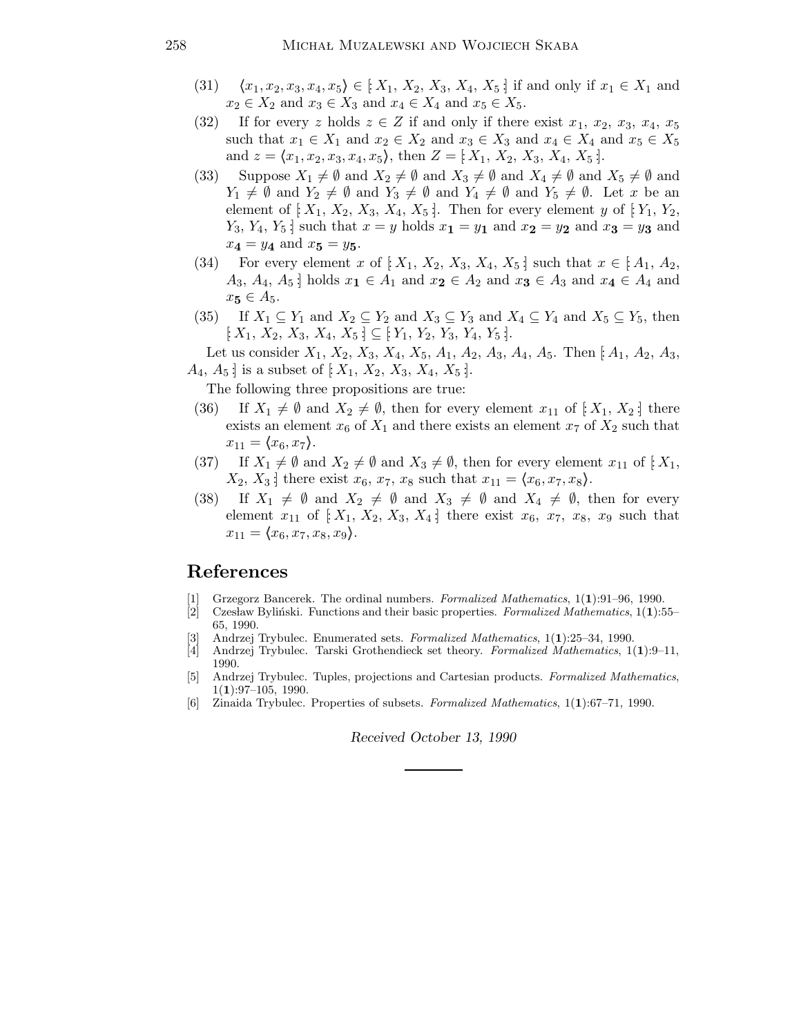(31) $\langle x_1, x_2, x_3, x_4, x_5 \rangle \in [: X_1, X_2, X_3, X_4, X_5 :]$ if and only if $x_1 \in X_1$ and $x_2 \in X_2$ and $x_3 \in X_3$ and $x_4 \in X_4$ and $x_5 \in X_5$.

(32) If for every $z$ holds $z \in Z$ if and only if there exist $x_1$, $x_2$, $x_3$, $x_4$, $x_5$ such that $x_1 \in X_1$ and $x_2 \in X_2$ and $x_3 \in X_3$ and $x_4 \in X_4$ and $x_5 \in X_5$ and $z = \langle x_1, x_2, x_3, x_4, x_5 \rangle$, then $Z = [: X_1, X_2, X_3, X_4, X_5 :]$.

(33) Suppose $X_1 \neq \emptyset$ and $X_2 \neq \emptyset$ and $X_3 \neq \emptyset$ and $X_4 \neq \emptyset$ and $X_5 \neq \emptyset$ and $Y_1 \neq \emptyset$ and $Y_2 \neq \emptyset$ and $Y_3 \neq \emptyset$ and $Y_4 \neq \emptyset$ and $Y_5 \neq \emptyset$. Let $x$ be an element of $[: X_1, X_2, X_3, X_4, X_5 :]$. Then for every element $y$ of $[: Y_1, Y_2, Y_3, Y_4, Y_5 :]$ such that $x = y$ holds $x_{\mathbf{1}} = y_{\mathbf{1}}$ and $x_{\mathbf{2}} = y_{\mathbf{2}}$ and $x_{\mathbf{3}} = y_{\mathbf{3}}$ and $x_{\mathbf{4}} = y_{\mathbf{4}}$ and $x_{\mathbf{5}} = y_{\mathbf{5}}$.

(34) For every element $x$ of $[: X_1, X_2, X_3, X_4, X_5 :]$ such that $x \in [: A_1, A_2, A_3, A_4, A_5 :]$ holds $x_{\mathbf{1}} \in A_1$ and $x_{\mathbf{2}} \in A_2$ and $x_{\mathbf{3}} \in A_3$ and $x_{\mathbf{4}} \in A_4$ and $x_{\mathbf{5}} \in A_5$.

(35) If $X_1 \subseteq Y_1$ and $X_2 \subseteq Y_2$ and $X_3 \subseteq Y_3$ and $X_4 \subseteq Y_4$ and $X_5 \subseteq Y_5$, then $[: X_1, X_2, X_3, X_4, X_5 :] \subseteq [: Y_1, Y_2, Y_3, Y_4, Y_5 :]$.

Let us consider $X_1$, $X_2$, $X_3$, $X_4$, $X_5$, $A_1$, $A_2$, $A_3$, $A_4$, $A_5$. Then $[: A_1, A_2, A_3, A_4, A_5 :]$ is a subset of $[: X_1, X_2, X_3, X_4, X_5 :]$.

The following three propositions are true:

(36) If $X_1 \neq \emptyset$ and $X_2 \neq \emptyset$, then for every element $x_{11}$ of $[: X_1, X_2 :]$ there exists an element $x_6$ of $X_1$ and there exists an element $x_7$ of $X_2$ such that $x_{11} = \langle x_6, x_7 \rangle$.

(37) If $X_1 \neq \emptyset$ and $X_2 \neq \emptyset$ and $X_3 \neq \emptyset$, then for every element $x_{11}$ of $[: X_1, X_2, X_3 :]$ there exist $x_6$, $x_7$, $x_8$ such that $x_{11} = \langle x_6, x_7, x_8 \rangle$.

(38) If $X_1 \neq \emptyset$ and $X_2 \neq \emptyset$ and $X_3 \neq \emptyset$ and $X_4 \neq \emptyset$, then for every element $x_{11}$ of $[: X_1, X_2, X_3, X_4 :]$ there exist $x_6$, $x_7$, $x_8$, $x_9$ such that $x_{11} = \langle x_6, x_7, x_8, x_9 \rangle$.

## References

[1] Grzegorz Bancerek. The ordinal numbers. *Formalized Mathematics*, 1(**1**):91–96, 1990.

[2] Czesław Byliński. Functions and their basic properties. *Formalized Mathematics*, 1(**1**):55–65, 1990.

[3] Andrzej Trybulec. Enumerated sets. *Formalized Mathematics*, 1(**1**):25–34, 1990.

[4] Andrzej Trybulec. Tarski Grothendieck set theory. *Formalized Mathematics*, 1(**1**):9–11, 1990.

[5] Andrzej Trybulec. Tuples, projections and Cartesian products. *Formalized Mathematics*, 1(**1**):97–105, 1990.

[6] Zinaida Trybulec. Properties of subsets. *Formalized Mathematics*, 1(**1**):67–71, 1990.

*Received October 13, 1990*